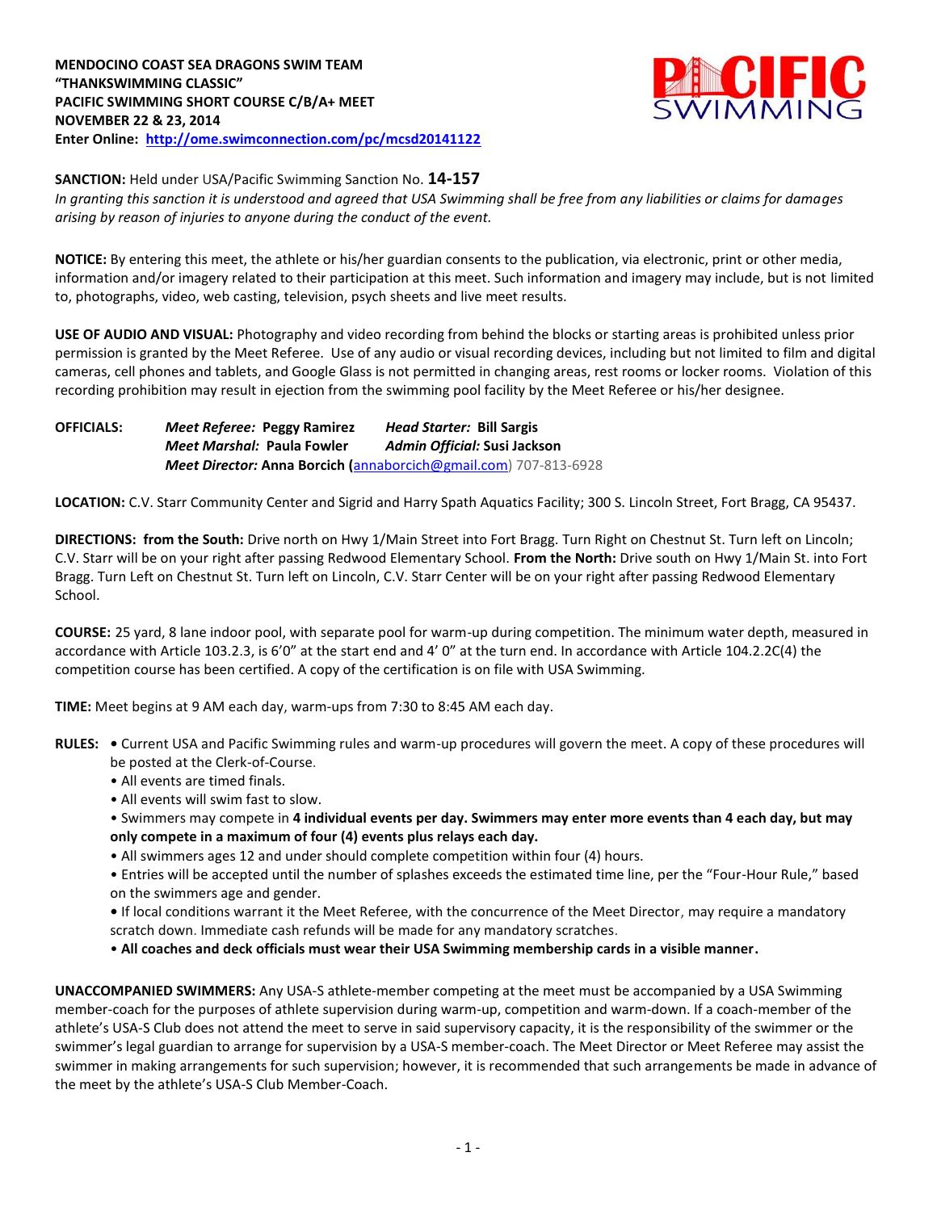**MENDOCINO COAST SEA DRAGONS SWIM TEAM**
**"THANKSWIMMING CLASSIC"**
**PACIFIC SWIMMING SHORT COURSE C/B/A+ MEET**
**NOVEMBER 22 & 23, 2014**
**Enter Online: [http://ome.swimconnection.com/pc/mcsd20141122](http://ome.swimconnection.com/pc/mcsd20141122)**

**SANCTION:** Held under USA/Pacific Swimming Sanction No. **14-157**
*In granting this sanction it is understood and agreed that USA Swimming shall be free from any liabilities or claims for damages arising by reason of injuries to anyone during the conduct of the event.*

**NOTICE:** By entering this meet, the athlete or his/her guardian consents to the publication, via electronic, print or other media, information and/or imagery related to their participation at this meet. Such information and imagery may include, but is not limited to, photographs, video, web casting, television, psych sheets and live meet results.

**USE OF AUDIO AND VISUAL:** Photography and video recording from behind the blocks or starting areas is prohibited unless prior permission is granted by the Meet Referee. Use of any audio or visual recording devices, including but not limited to film and digital cameras, cell phones and tablets, and Google Glass is not permitted in changing areas, rest rooms or locker rooms. Violation of this recording prohibition may result in ejection from the swimming pool facility by the Meet Referee or his/her designee.

**OFFICIALS:**
*Meet Referee:* **Peggy Ramirez** *Head Starter:* **Bill Sargis**
*Meet Marshal:* **Paula Fowler** *Admin Official:* **Susi Jackson**
*Meet Director:* **Anna Borcich (**annaborcich@gmail.com) 707-813-6928

**LOCATION:** C.V. Starr Community Center and Sigrid and Harry Spath Aquatics Facility; 300 S. Lincoln Street, Fort Bragg, CA 95437.

**DIRECTIONS: from the South:** Drive north on Hwy 1/Main Street into Fort Bragg. Turn Right on Chestnut St. Turn left on Lincoln; C.V. Starr will be on your right after passing Redwood Elementary School. **From the North:** Drive south on Hwy 1/Main St. into Fort Bragg. Turn Left on Chestnut St. Turn left on Lincoln, C.V. Starr Center will be on your right after passing Redwood Elementary School.

**COURSE:** 25 yard, 8 lane indoor pool, with separate pool for warm-up during competition. The minimum water depth, measured in accordance with Article 103.2.3, is 6'0" at the start end and 4' 0" at the turn end. In accordance with Article 104.2.2C(4) the competition course has been certified. A copy of the certification is on file with USA Swimming.

**TIME:** Meet begins at 9 AM each day, warm-ups from 7:30 to 8:45 AM each day.

**RULES:**
- Current USA and Pacific Swimming rules and warm-up procedures will govern the meet. A copy of these procedures will be posted at the Clerk-of-Course.
- All events are timed finals.
- All events will swim fast to slow.
- Swimmers may compete in **4 individual events per day. Swimmers may enter more events than 4 each day, but may only compete in a maximum of four (4) events plus relays each day.**
- All swimmers ages 12 and under should complete competition within four (4) hours.
- Entries will be accepted until the number of splashes exceeds the estimated time line, per the "Four-Hour Rule," based on the swimmers age and gender.
- If local conditions warrant it the Meet Referee, with the concurrence of the Meet Director, may require a mandatory scratch down. Immediate cash refunds will be made for any mandatory scratches.
- **All coaches and deck officials must wear their USA Swimming membership cards in a visible manner.**

**UNACCOMPANIED SWIMMERS:** Any USA-S athlete-member competing at the meet must be accompanied by a USA Swimming member-coach for the purposes of athlete supervision during warm-up, competition and warm-down. If a coach-member of the athlete's USA-S Club does not attend the meet to serve in said supervisory capacity, it is the responsibility of the swimmer or the swimmer's legal guardian to arrange for supervision by a USA-S member-coach. The Meet Director or Meet Referee may assist the swimmer in making arrangements for such supervision; however, it is recommended that such arrangements be made in advance of the meet by the athlete's USA-S Club Member-Coach.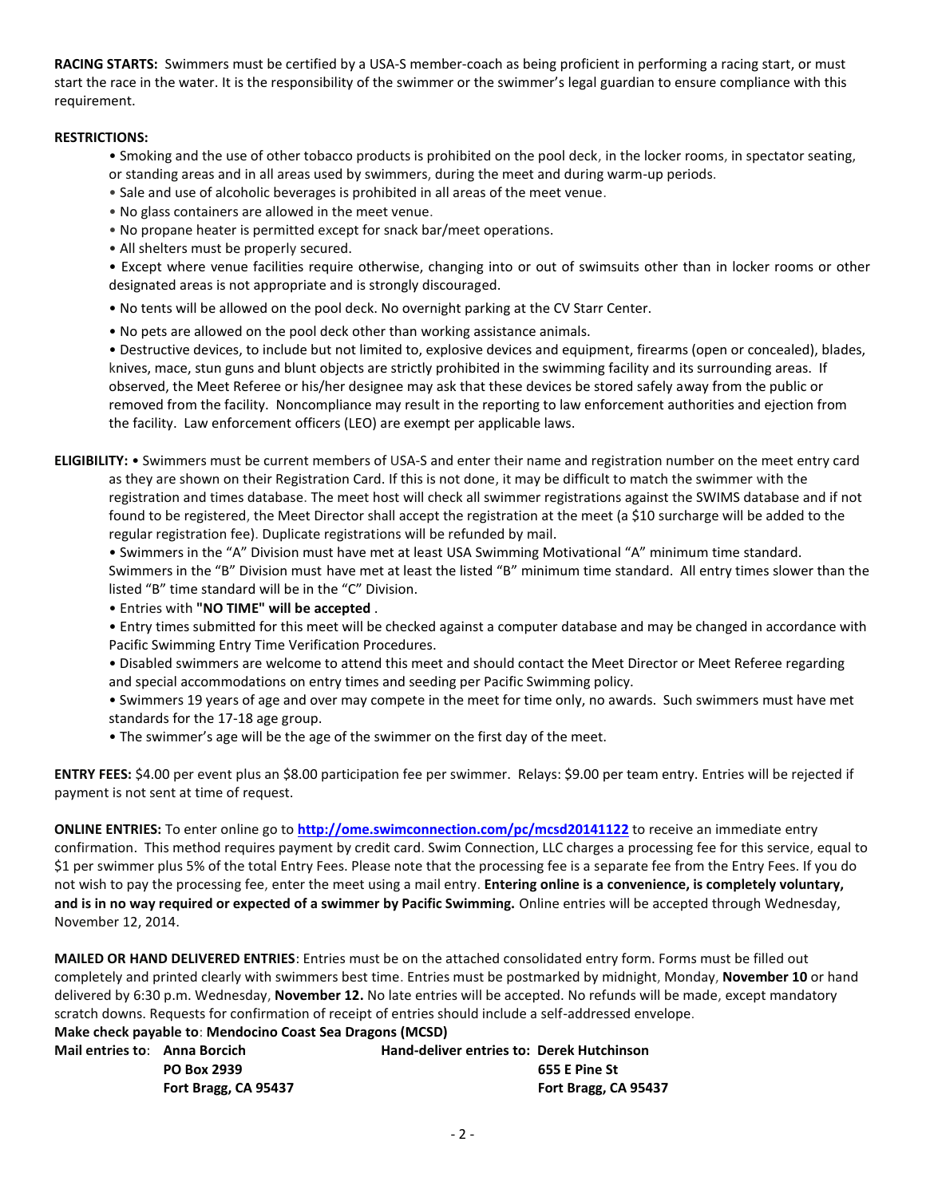**RACING STARTS:** Swimmers must be certified by a USA-S member-coach as being proficient in performing a racing start, or must start the race in the water. It is the responsibility of the swimmer or the swimmer's legal guardian to ensure compliance with this requirement.

**RESTRICTIONS:**

- Smoking and the use of other tobacco products is prohibited on the pool deck, in the locker rooms, in spectator seating, or standing areas and in all areas used by swimmers, during the meet and during warm-up periods.
- Sale and use of alcoholic beverages is prohibited in all areas of the meet venue.
- No glass containers are allowed in the meet venue.
- No propane heater is permitted except for snack bar/meet operations.
- All shelters must be properly secured.
- Except where venue facilities require otherwise, changing into or out of swimsuits other than in locker rooms or other designated areas is not appropriate and is strongly discouraged.
- No tents will be allowed on the pool deck. No overnight parking at the CV Starr Center.
- No pets are allowed on the pool deck other than working assistance animals.
- Destructive devices, to include but not limited to, explosive devices and equipment, firearms (open or concealed), blades, knives, mace, stun guns and blunt objects are strictly prohibited in the swimming facility and its surrounding areas. If observed, the Meet Referee or his/her designee may ask that these devices be stored safely away from the public or removed from the facility. Noncompliance may result in the reporting to law enforcement authorities and ejection from the facility. Law enforcement officers (LEO) are exempt per applicable laws.

**ELIGIBILITY:** • Swimmers must be current members of USA-S and enter their name and registration number on the meet entry card as they are shown on their Registration Card. If this is not done, it may be difficult to match the swimmer with the registration and times database. The meet host will check all swimmer registrations against the SWIMS database and if not found to be registered, the Meet Director shall accept the registration at the meet (a $10 surcharge will be added to the regular registration fee). Duplicate registrations will be refunded by mail.

- Swimmers in the "A" Division must have met at least USA Swimming Motivational "A" minimum time standard. Swimmers in the "B" Division must have met at least the listed "B" minimum time standard. All entry times slower than the listed "B" time standard will be in the "C" Division.
- Entries with **"NO TIME" will be accepted** .
- Entry times submitted for this meet will be checked against a computer database and may be changed in accordance with Pacific Swimming Entry Time Verification Procedures.
- Disabled swimmers are welcome to attend this meet and should contact the Meet Director or Meet Referee regarding and special accommodations on entry times and seeding per Pacific Swimming policy.
- Swimmers 19 years of age and over may compete in the meet for time only, no awards. Such swimmers must have met standards for the 17-18 age group.
- The swimmer's age will be the age of the swimmer on the first day of the meet.

**ENTRY FEES:** $4.00 per event plus an $8.00 participation fee per swimmer. Relays: $9.00 per team entry. Entries will be rejected if payment is not sent at time of request.

**ONLINE ENTRIES:** To enter online go to **http://ome.swimconnection.com/pc/mcsd20141122** to receive an immediate entry confirmation. This method requires payment by credit card. Swim Connection, LLC charges a processing fee for this service, equal to $1 per swimmer plus 5% of the total Entry Fees. Please note that the processing fee is a separate fee from the Entry Fees. If you do not wish to pay the processing fee, enter the meet using a mail entry. **Entering online is a convenience, is completely voluntary, and is in no way required or expected of a swimmer by Pacific Swimming.** Online entries will be accepted through Wednesday, November 12, 2014.

**MAILED OR HAND DELIVERED ENTRIES**: Entries must be on the attached consolidated entry form. Forms must be filled out completely and printed clearly with swimmers best time. Entries must be postmarked by midnight, Monday, **November 10** or hand delivered by 6:30 p.m. Wednesday, **November 12.** No late entries will be accepted. No refunds will be made, except mandatory scratch downs. Requests for confirmation of receipt of entries should include a self-addressed envelope.

**Make check payable to**: **Mendocino Coast Sea Dragons (MCSD)**

**Mail entries to**: **Anna Borcich**
**PO Box 2939**
**Fort Bragg, CA 95437**

**Hand-deliver entries to: Derek Hutchinson**
**655 E Pine St**
**Fort Bragg, CA 95437**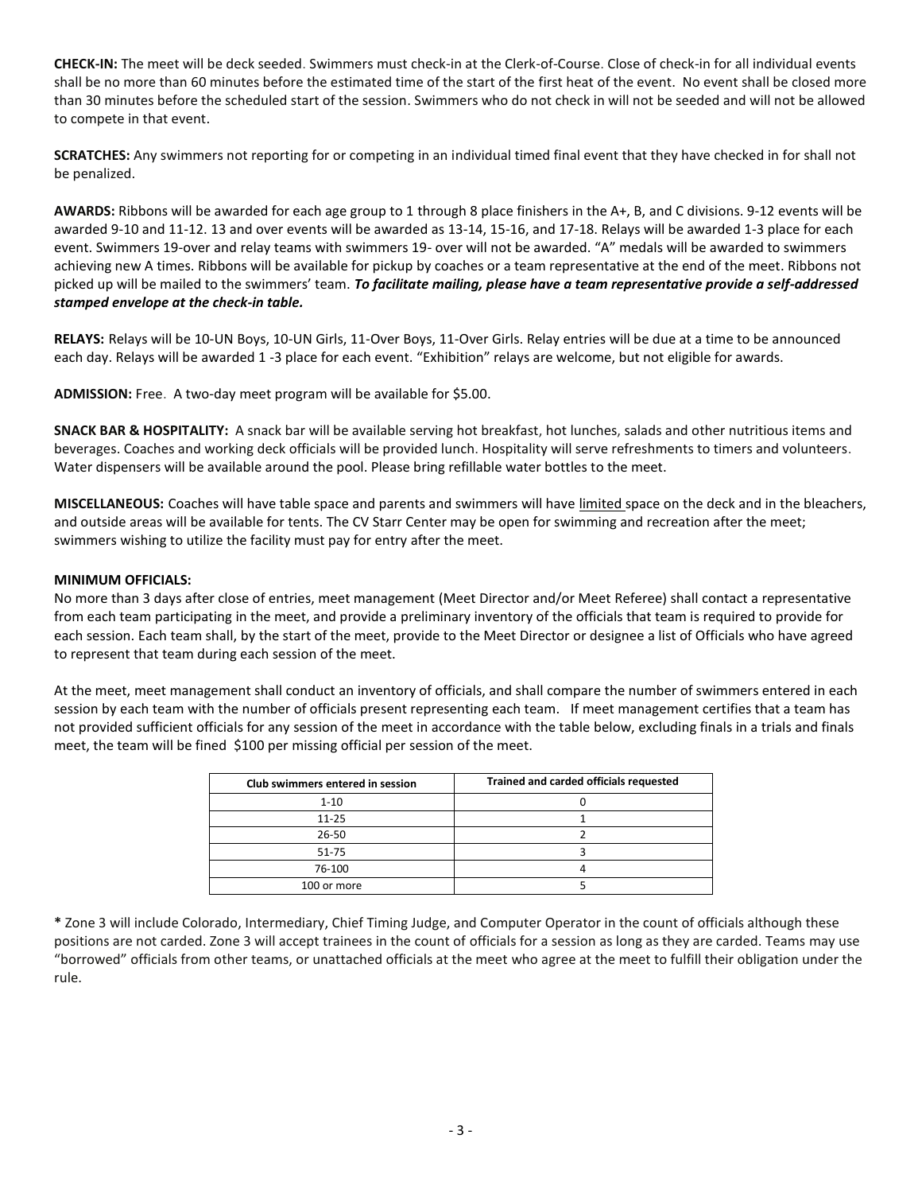**CHECK-IN:** The meet will be deck seeded. Swimmers must check-in at the Clerk-of-Course. Close of check-in for all individual events shall be no more than 60 minutes before the estimated time of the start of the first heat of the event. No event shall be closed more than 30 minutes before the scheduled start of the session. Swimmers who do not check in will not be seeded and will not be allowed to compete in that event.

**SCRATCHES:** Any swimmers not reporting for or competing in an individual timed final event that they have checked in for shall not be penalized.

**AWARDS:** Ribbons will be awarded for each age group to 1 through 8 place finishers in the A+, B, and C divisions. 9-12 events will be awarded 9-10 and 11-12. 13 and over events will be awarded as 13-14, 15-16, and 17-18. Relays will be awarded 1-3 place for each event. Swimmers 19-over and relay teams with swimmers 19- over will not be awarded. "A" medals will be awarded to swimmers achieving new A times. Ribbons will be available for pickup by coaches or a team representative at the end of the meet. Ribbons not picked up will be mailed to the swimmers' team. ***To facilitate mailing, please have a team representative provide a self-addressed stamped envelope at the check-in table.***

**RELAYS:** Relays will be 10-UN Boys, 10-UN Girls, 11-Over Boys, 11-Over Girls. Relay entries will be due at a time to be announced each day. Relays will be awarded 1 -3 place for each event. "Exhibition" relays are welcome, but not eligible for awards.

**ADMISSION:** Free. A two-day meet program will be available for $5.00.

**SNACK BAR & HOSPITALITY:** A snack bar will be available serving hot breakfast, hot lunches, salads and other nutritious items and beverages. Coaches and working deck officials will be provided lunch. Hospitality will serve refreshments to timers and volunteers. Water dispensers will be available around the pool. Please bring refillable water bottles to the meet.

**MISCELLANEOUS:** Coaches will have table space and parents and swimmers will have limited space on the deck and in the bleachers, and outside areas will be available for tents. The CV Starr Center may be open for swimming and recreation after the meet; swimmers wishing to utilize the facility must pay for entry after the meet.

**MINIMUM OFFICIALS:**

No more than 3 days after close of entries, meet management (Meet Director and/or Meet Referee) shall contact a representative from each team participating in the meet, and provide a preliminary inventory of the officials that team is required to provide for each session. Each team shall, by the start of the meet, provide to the Meet Director or designee a list of Officials who have agreed to represent that team during each session of the meet.

At the meet, meet management shall conduct an inventory of officials, and shall compare the number of swimmers entered in each session by each team with the number of officials present representing each team. If meet management certifies that a team has not provided sufficient officials for any session of the meet in accordance with the table below, excluding finals in a trials and finals meet, the team will be fined $100 per missing official per session of the meet.

| Club swimmers entered in session | Trained and carded officials requested |
|---|---|
| 1-10 | 0 |
| 11-25 | 1 |
| 26-50 | 2 |
| 51-75 | 3 |
| 76-100 | 4 |
| 100 or more | 5 |

**\*** Zone 3 will include Colorado, Intermediary, Chief Timing Judge, and Computer Operator in the count of officials although these positions are not carded. Zone 3 will accept trainees in the count of officials for a session as long as they are carded. Teams may use "borrowed" officials from other teams, or unattached officials at the meet who agree at the meet to fulfill their obligation under the rule.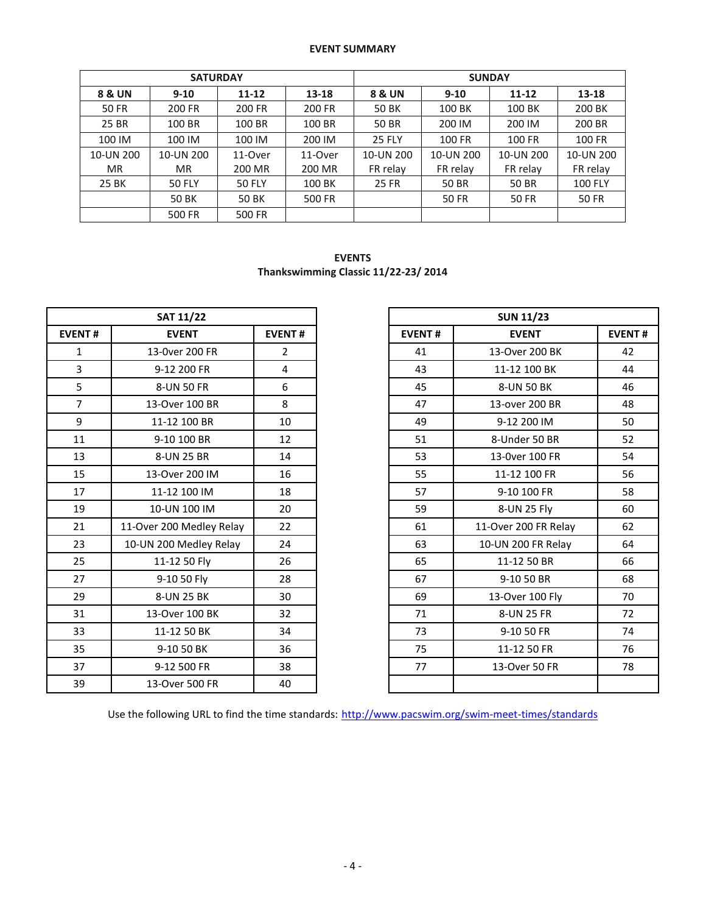## EVENT SUMMARY

| SATURDAY | | | | SUNDAY | | | |
|---|---|---|---|---|---|---|---|
| **8 & UN** | **9-10** | **11-12** | **13-18** | **8 & UN** | **9-10** | **11-12** | **13-18** |
| 50 FR | 200 FR | 200 FR | 200 FR | 50 BK | 100 BK | 100 BK | 200 BK |
| 25 BR | 100 BR | 100 BR | 100 BR | 50 BR | 200 IM | 200 IM | 200 BR |
| 100 IM | 100 IM | 100 IM | 200 IM | 25 FLY | 100 FR | 100 FR | 100 FR |
| 10-UN 200 MR | 10-UN 200 MR | 11-Over 200 MR | 11-Over 200 MR | 10-UN 200 FR relay | 10-UN 200 FR relay | 10-UN 200 FR relay | 10-UN 200 FR relay |
| 25 BK | 50 FLY | 50 FLY | 100 BK | 25 FR | 50 BR | 50 BR | 100 FLY |
| | 50 BK | 50 BK | 500 FR | | 50 FR | 50 FR | 50 FR |
| | 500 FR | 500 FR | | | | | |

## EVENTS
### Thankswimming Classic 11/22-23/ 2014

| SAT 11/22 | | |
|---|---|---|
| **EVENT #** | **EVENT** | **EVENT #** |
| 1 | 13-0ver 200 FR | 2 |
| 3 | 9-12 200 FR | 4 |
| 5 | 8-UN 50 FR | 6 |
| 7 | 13-Over 100 BR | 8 |
| 9 | 11-12 100 BR | 10 |
| 11 | 9-10 100 BR | 12 |
| 13 | 8-UN 25 BR | 14 |
| 15 | 13-Over 200 IM | 16 |
| 17 | 11-12 100 IM | 18 |
| 19 | 10-UN 100 IM | 20 |
| 21 | 11-Over 200 Medley Relay | 22 |
| 23 | 10-UN 200 Medley Relay | 24 |
| 25 | 11-12 50 Fly | 26 |
| 27 | 9-10 50 Fly | 28 |
| 29 | 8-UN 25 BK | 30 |
| 31 | 13-Over 100 BK | 32 |
| 33 | 11-12 50 BK | 34 |
| 35 | 9-10 50 BK | 36 |
| 37 | 9-12 500 FR | 38 |
| 39 | 13-Over 500 FR | 40 |

| SUN 11/23 | | |
|---|---|---|
| **EVENT #** | **EVENT** | **EVENT #** |
| 41 | 13-Over 200 BK | 42 |
| 43 | 11-12 100 BK | 44 |
| 45 | 8-UN 50 BK | 46 |
| 47 | 13-over 200 BR | 48 |
| 49 | 9-12 200 IM | 50 |
| 51 | 8-Under 50 BR | 52 |
| 53 | 13-0ver 100 FR | 54 |
| 55 | 11-12 100 FR | 56 |
| 57 | 9-10 100 FR | 58 |
| 59 | 8-UN 25 Fly | 60 |
| 61 | 11-Over 200 FR Relay | 62 |
| 63 | 10-UN 200 FR Relay | 64 |
| 65 | 11-12 50 BR | 66 |
| 67 | 9-10 50 BR | 68 |
| 69 | 13-Over 100 Fly | 70 |
| 71 | 8-UN 25 FR | 72 |
| 73 | 9-10 50 FR | 74 |
| 75 | 11-12 50 FR | 76 |
| 77 | 13-Over 50 FR | 78 |
| | | |

Use the following URL to find the time standards: http://www.pacswim.org/swim-meet-times/standards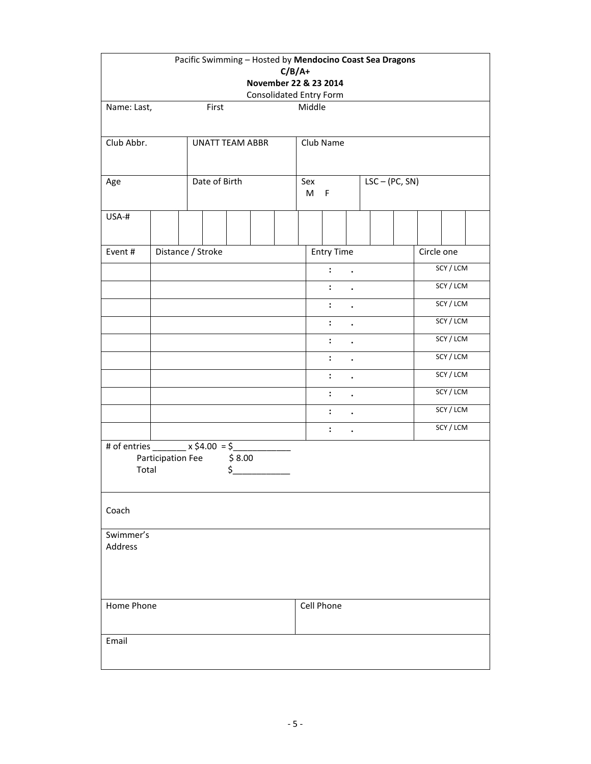Pacific Swimming – Hosted by **Mendocino Coast Sea Dragons**

**C/B/A+**

**November 22 & 23 2014**

Consolidated Entry Form

| | | | |
|---|---|---|---|
| Name: Last, First Middle | | | |
| Club Abbr. | UNATT TEAM ABBR | Club Name | |
| Age | Date of Birth | Sex M F | LSC – (PC, SN) |

| USA-# | | | | | | | | | | | | | |
|---|---|---|---|---|---|---|---|---|---|---|---|---|---|

| Event # | Distance / Stroke | Entry Time | Circle one |
|---|---|---|---|
| | | : . | SCY / LCM |
| | | : . | SCY / LCM |
| | | : . | SCY / LCM |
| | | : . | SCY / LCM |
| | | : . | SCY / LCM |
| | | : . | SCY / LCM |
| | | : . | SCY / LCM |
| | | : . | SCY / LCM |
| | | : . | SCY / LCM |
| | | : . | SCY / LCM |

# of entries _______ x $4.00 = $____________

Participation Fee $ 8.00

Total $____________

| | |
|---|---|
| Coach | |
| Swimmer's Address | |
| Home Phone | Cell Phone |
| Email | |